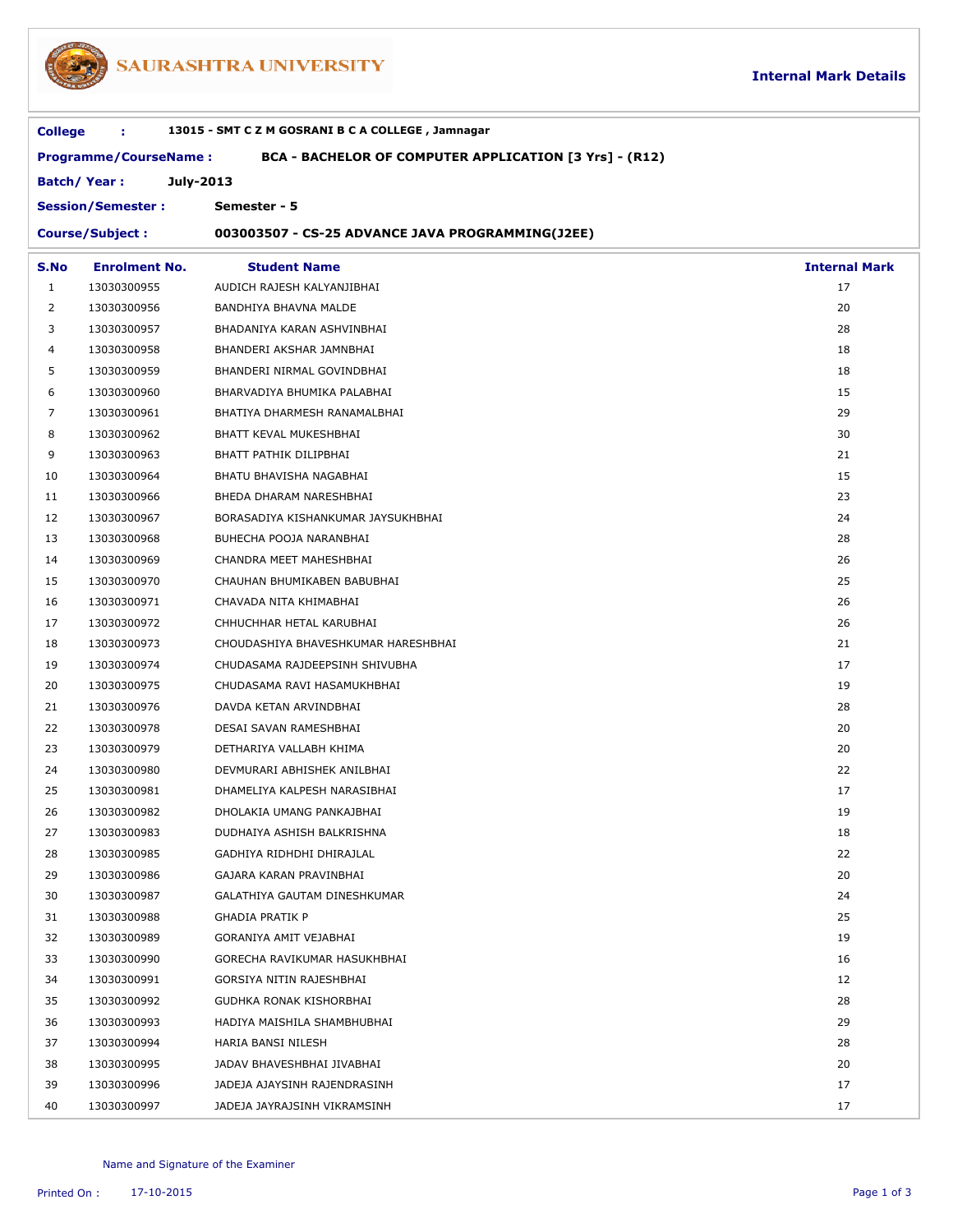# SAURASHTRA UNIVERSITY

**Internal Mark Details**

**College :** 13015 - SMT C Z M GOSRANI B C A COLLEGE , Jamnagar

**Programme/CourseName :** BCA - BACHELOR OF COMPUTER APPLICATION [3 Yrs] - (R12)

**Batch/ Year :** July-2013

**Session/Semester :** Semester - 5

**Course/Subject :** 003003507 - CS-25 ADVANCE JAVA PROGRAMMING(J2EE)

| S.No | Enrolment No. | Student Name | Internal Mark |
|---|---|---|---|
| 1 | 13030300955 | AUDICH RAJESH KALYANJIBHAI | 17 |
| 2 | 13030300956 | BANDHIYA BHAVNA MALDE | 20 |
| 3 | 13030300957 | BHADANIYA KARAN ASHVINBHAI | 28 |
| 4 | 13030300958 | BHANDERI AKSHAR JAMNBHAI | 18 |
| 5 | 13030300959 | BHANDERI NIRMAL GOVINDBHAI | 18 |
| 6 | 13030300960 | BHARVADIYA BHUMIKA PALABHAI | 15 |
| 7 | 13030300961 | BHATIYA DHARMESH RANAMALBHAI | 29 |
| 8 | 13030300962 | BHATT KEVAL MUKESHBHAI | 30 |
| 9 | 13030300963 | BHATT PATHIK DILIPBHAI | 21 |
| 10 | 13030300964 | BHATU BHAVISHA NAGABHAI | 15 |
| 11 | 13030300966 | BHEDA DHARAM NARESHBHAI | 23 |
| 12 | 13030300967 | BORASADIYA KISHANKUMAR JAYSUKHBHAI | 24 |
| 13 | 13030300968 | BUHECHA POOJA NARANBHAI | 28 |
| 14 | 13030300969 | CHANDRA MEET MAHESHBHAI | 26 |
| 15 | 13030300970 | CHAUHAN BHUMIKABEN BABUBHAI | 25 |
| 16 | 13030300971 | CHAVADA NITA KHIMABHAI | 26 |
| 17 | 13030300972 | CHHUCHHAR HETAL KARUBHAI | 26 |
| 18 | 13030300973 | CHOUDASHIYA BHAVESHKUMAR HARESHBHAI | 21 |
| 19 | 13030300974 | CHUDASAMA RAJDEEPSINH SHIVUBHA | 17 |
| 20 | 13030300975 | CHUDASAMA RAVI HASAMUKHBHAI | 19 |
| 21 | 13030300976 | DAVDA KETAN ARVINDBHAI | 28 |
| 22 | 13030300978 | DESAI SAVAN RAMESHBHAI | 20 |
| 23 | 13030300979 | DETHARIYA VALLABH KHIMA | 20 |
| 24 | 13030300980 | DEVMURARI ABHISHEK ANILBHAI | 22 |
| 25 | 13030300981 | DHAMELIYA KALPESH NARASIBHAI | 17 |
| 26 | 13030300982 | DHOLAKIA UMANG PANKAJBHAI | 19 |
| 27 | 13030300983 | DUDHAIYA ASHISH BALKRISHNA | 18 |
| 28 | 13030300985 | GADHIYA RIDHDHI DHIRAJLAL | 22 |
| 29 | 13030300986 | GAJARA KARAN PRAVINBHAI | 20 |
| 30 | 13030300987 | GALATHIYA GAUTAM DINESHKUMAR | 24 |
| 31 | 13030300988 | GHADIA PRATIK P | 25 |
| 32 | 13030300989 | GORANIYA AMIT VEJABHAI | 19 |
| 33 | 13030300990 | GORECHA RAVIKUMAR HASUKHBHAI | 16 |
| 34 | 13030300991 | GORSIYA NITIN RAJESHBHAI | 12 |
| 35 | 13030300992 | GUDHKA RONAK KISHORBHAI | 28 |
| 36 | 13030300993 | HADIYA MAISHILA SHAMBHUBHAI | 29 |
| 37 | 13030300994 | HARIA BANSI NILESH | 28 |
| 38 | 13030300995 | JADAV BHAVESHBHAI JIVABHAI | 20 |
| 39 | 13030300996 | JADEJA AJAYSINH RAJENDRASINH | 17 |
| 40 | 13030300997 | JADEJA JAYRAJSINH VIKRAMSINH | 17 |

Name and Signature of the Examiner

Printed On : 17-10-2015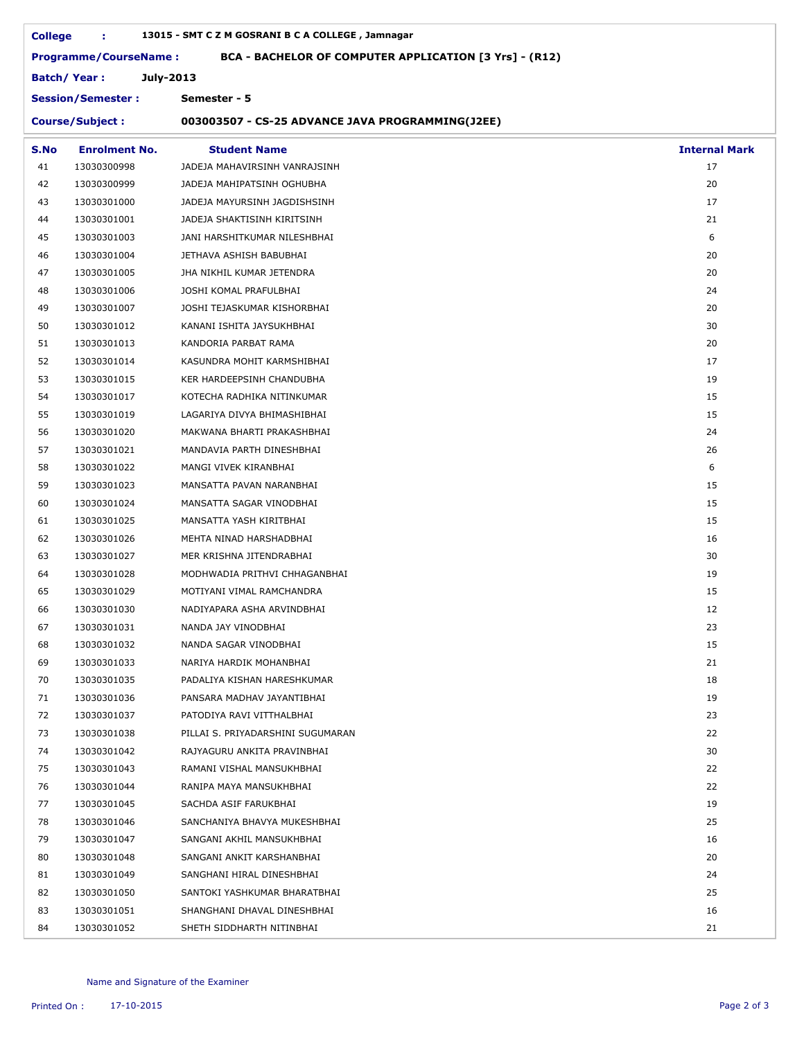**College :** 13015 - SMT C Z M GOSRANI B C A COLLEGE , Jamnagar

**Programme/CourseName :** BCA - BACHELOR OF COMPUTER APPLICATION [3 Yrs] - (R12)

**Batch/ Year :** July-2013

**Session/Semester :** Semester - 5

**Course/Subject :** 003003507 - CS-25 ADVANCE JAVA PROGRAMMING(J2EE)

| S.No | Enrolment No. | Student Name | Internal Mark |
|---|---|---|---|
| 41 | 13030300998 | JADEJA MAHAVIRSINH VANRAJSINH | 17 |
| 42 | 13030300999 | JADEJA MAHIPATSINH OGHUBHA | 20 |
| 43 | 13030301000 | JADEJA MAYURSINH JAGDISHSINH | 17 |
| 44 | 13030301001 | JADEJA SHAKTISINH KIRITSINH | 21 |
| 45 | 13030301003 | JANI HARSHITKUMAR NILESHBHAI | 6 |
| 46 | 13030301004 | JETHAVA ASHISH BABUBHAI | 20 |
| 47 | 13030301005 | JHA NIKHIL KUMAR JETENDRA | 20 |
| 48 | 13030301006 | JOSHI KOMAL PRAFULBHAI | 24 |
| 49 | 13030301007 | JOSHI TEJASKUMAR KISHORBHAI | 20 |
| 50 | 13030301012 | KANANI ISHITA JAYSUKHBHAI | 30 |
| 51 | 13030301013 | KANDORIA PARBAT RAMA | 20 |
| 52 | 13030301014 | KASUNDRA MOHIT KARMSHIBHAI | 17 |
| 53 | 13030301015 | KER HARDEEPSINH CHANDUBHA | 19 |
| 54 | 13030301017 | KOTECHA RADHIKA NITINKUMAR | 15 |
| 55 | 13030301019 | LAGARIYA DIVYA BHIMASHIBHAI | 15 |
| 56 | 13030301020 | MAKWANA BHARTI PRAKASHBHAI | 24 |
| 57 | 13030301021 | MANDAVIA PARTH DINESHBHAI | 26 |
| 58 | 13030301022 | MANGI VIVEK KIRANBHAI | 6 |
| 59 | 13030301023 | MANSATTA PAVAN NARANBHAI | 15 |
| 60 | 13030301024 | MANSATTA SAGAR VINODBHAI | 15 |
| 61 | 13030301025 | MANSATTA YASH KIRITBHAI | 15 |
| 62 | 13030301026 | MEHTA NINAD HARSHADBHAI | 16 |
| 63 | 13030301027 | MER KRISHNA JITENDRABHAI | 30 |
| 64 | 13030301028 | MODHWADIA PRITHVI CHHAGANBHAI | 19 |
| 65 | 13030301029 | MOTIYANI VIMAL RAMCHANDRA | 15 |
| 66 | 13030301030 | NADIYAPARA ASHA ARVINDBHAI | 12 |
| 67 | 13030301031 | NANDA JAY VINODBHAI | 23 |
| 68 | 13030301032 | NANDA SAGAR VINODBHAI | 15 |
| 69 | 13030301033 | NARIYA HARDIK MOHANBHAI | 21 |
| 70 | 13030301035 | PADALIYA KISHAN HARESHKUMAR | 18 |
| 71 | 13030301036 | PANSARA MADHAV JAYANTIBHAI | 19 |
| 72 | 13030301037 | PATODIYA RAVI VITTHALBHAI | 23 |
| 73 | 13030301038 | PILLAI S. PRIYADARSHINI SUGUMARAN | 22 |
| 74 | 13030301042 | RAJYAGURU ANKITA PRAVINBHAI | 30 |
| 75 | 13030301043 | RAMANI VISHAL MANSUKHBHAI | 22 |
| 76 | 13030301044 | RANIPA MAYA MANSUKHBHAI | 22 |
| 77 | 13030301045 | SACHDA ASIF FARUKBHAI | 19 |
| 78 | 13030301046 | SANCHANIYA BHAVYA MUKESHBHAI | 25 |
| 79 | 13030301047 | SANGANI AKHIL MANSUKHBHAI | 16 |
| 80 | 13030301048 | SANGANI ANKIT KARSHANBHAI | 20 |
| 81 | 13030301049 | SANGHANI HIRAL DINESHBHAI | 24 |
| 82 | 13030301050 | SANTOKI YASHKUMAR BHARATBHAI | 25 |
| 83 | 13030301051 | SHANGHANI DHAVAL DINESHBHAI | 16 |
| 84 | 13030301052 | SHETH SIDDHARTH NITINBHAI | 21 |

Name and Signature of the Examiner

Printed On : 17-10-2015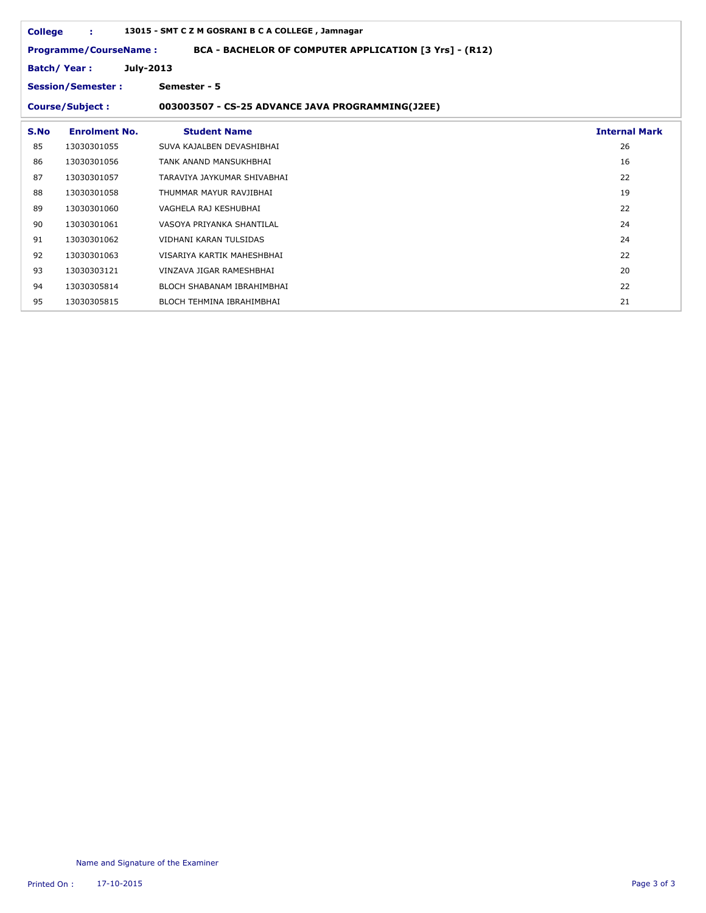**College** : **13015 - SMT C Z M GOSRANI B C A COLLEGE , Jamnagar**

**Programme/CourseName :** **BCA - BACHELOR OF COMPUTER APPLICATION [3 Yrs] - (R12)**

**Batch/ Year :** **July-2013**

**Session/Semester :** **Semester - 5**

**Course/Subject :** **003003507 - CS-25 ADVANCE JAVA PROGRAMMING(J2EE)**

| S.No | Enrolment No. | Student Name | Internal Mark |
|---|---|---|---|
| 85 | 13030301055 | SUVA KAJALBEN DEVASHIBHAI | 26 |
| 86 | 13030301056 | TANK ANAND MANSUKHBHAI | 16 |
| 87 | 13030301057 | TARAVIYA JAYKUMAR SHIVABHAI | 22 |
| 88 | 13030301058 | THUMMAR MAYUR RAVJIBHAI | 19 |
| 89 | 13030301060 | VAGHELA RAJ KESHUBHAI | 22 |
| 90 | 13030301061 | VASOYA PRIYANKA SHANTILAL | 24 |
| 91 | 13030301062 | VIDHANI KARAN TULSIDAS | 24 |
| 92 | 13030301063 | VISARIYA KARTIK MAHESHBHAI | 22 |
| 93 | 13030303121 | VINZAVA JIGAR RAMESHBHAI | 20 |
| 94 | 13030305814 | BLOCH SHABANAM IBRAHIMBHAI | 22 |
| 95 | 13030305815 | BLOCH TEHMINA IBRAHIMBHAI | 21 |

Name and Signature of the Examiner

Printed On : 17-10-2015